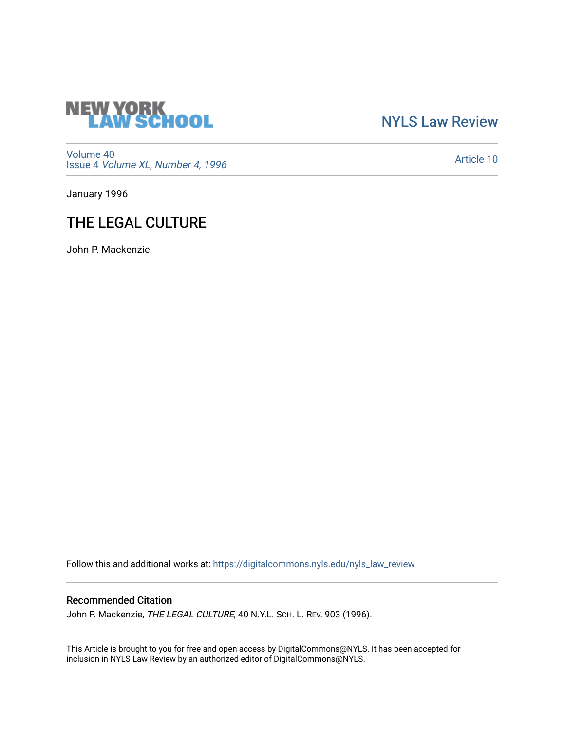NEW YORK LAW SCHOOL

NYLS Law Review

Volume 40
Issue 4 *Volume XL, Number 4, 1996*

Article 10

January 1996

# THE LEGAL CULTURE

John P. Mackenzie

Follow this and additional works at: https://digitalcommons.nyls.edu/nyls_law_review

### Recommended Citation

John P. Mackenzie, *THE LEGAL CULTURE*, 40 N.Y.L. Sch. L. Rev. 903 (1996).

This Article is brought to you for free and open access by DigitalCommons@NYLS. It has been accepted for inclusion in NYLS Law Review by an authorized editor of DigitalCommons@NYLS.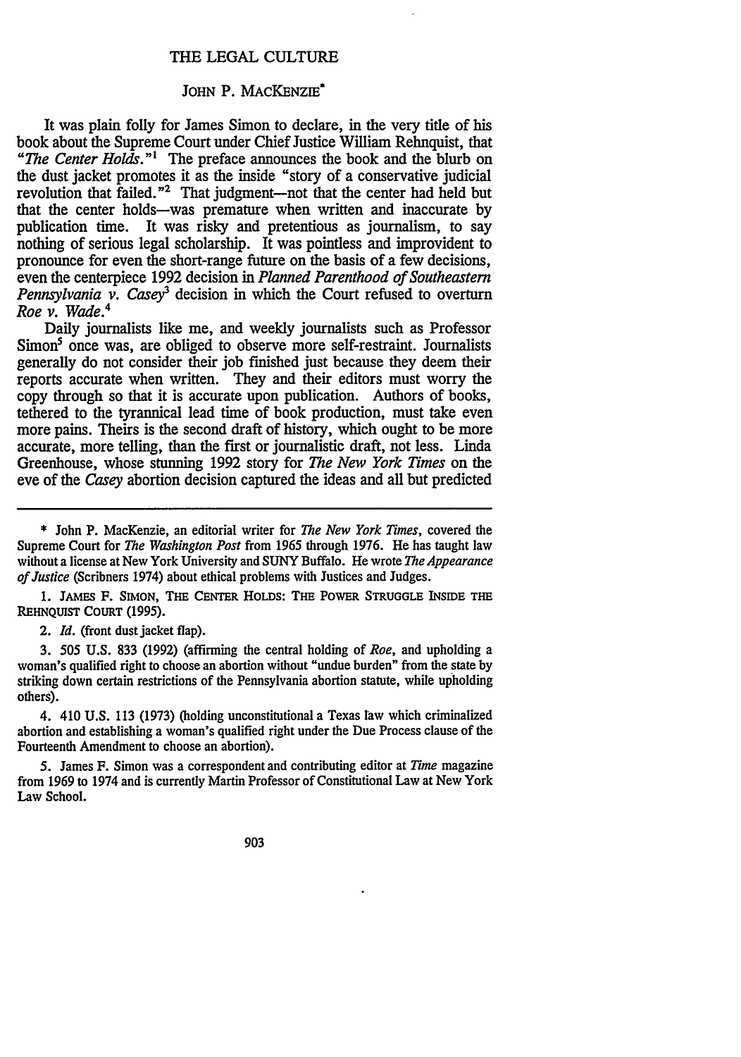# THE LEGAL CULTURE

JOHN P. MACKENZIE*

It was plain folly for James Simon to declare, in the very title of his book about the Supreme Court under Chief Justice William Rehnquist, that "*The Center Holds*."[1] The preface announces the book and the blurb on the dust jacket promotes it as the inside "story of a conservative judicial revolution that failed."[2] That judgment—not that the center had held but that the center holds—was premature when written and inaccurate by publication time. It was risky and pretentious as journalism, to say nothing of serious legal scholarship. It was pointless and improvident to pronounce for even the short-range future on the basis of a few decisions, even the centerpiece 1992 decision in *Planned Parenthood of Southeastern Pennsylvania v. Casey*[3] decision in which the Court refused to overturn *Roe v. Wade*.[4]

Daily journalists like me, and weekly journalists such as Professor Simon[5] once was, are obliged to observe more self-restraint. Journalists generally do not consider their job finished just because they deem their reports accurate when written. They and their editors must worry the copy through so that it is accurate upon publication. Authors of books, tethered to the tyrannical lead time of book production, must take even more pains. Theirs is the second draft of history, which ought to be more accurate, more telling, than the first or journalistic draft, not less. Linda Greenhouse, whose stunning 1992 story for *The New York Times* on the eve of the *Casey* abortion decision captured the ideas and all but predicted

---

\* John P. MacKenzie, an editorial writer for *The New York Times*, covered the Supreme Court for *The Washington Post* from 1965 through 1976. He has taught law without a license at New York University and SUNY Buffalo. He wrote *The Appearance of Justice* (Scribners 1974) about ethical problems with Justices and Judges.

1. JAMES F. SIMON, THE CENTER HOLDS: THE POWER STRUGGLE INSIDE THE REHNQUIST COURT (1995).

2. *Id.* (front dust jacket flap).

3. 505 U.S. 833 (1992) (affirming the central holding of *Roe*, and upholding a woman's qualified right to choose an abortion without "undue burden" from the state by striking down certain restrictions of the Pennsylvania abortion statute, while upholding others).

4. 410 U.S. 113 (1973) (holding unconstitutional a Texas law which criminalized abortion and establishing a woman's qualified right under the Due Process clause of the Fourteenth Amendment to choose an abortion).

5. James F. Simon was a correspondent and contributing editor at *Time* magazine from 1969 to 1974 and is currently Martin Professor of Constitutional Law at New York Law School.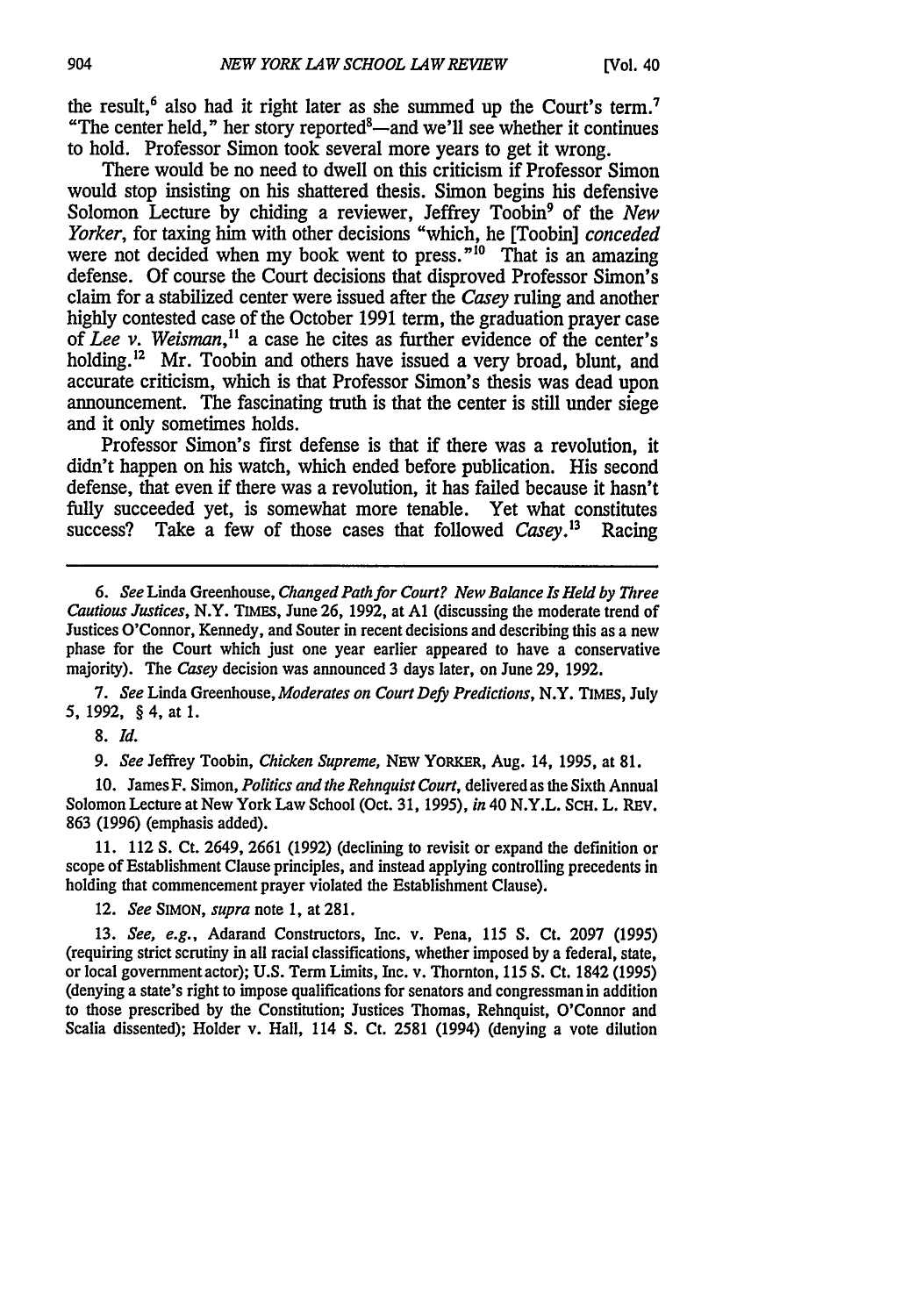the result,[6] also had it right later as she summed up the Court's term.[7] "The center held," her story reported[8]—and we'll see whether it continues to hold. Professor Simon took several more years to get it wrong.

There would be no need to dwell on this criticism if Professor Simon would stop insisting on his shattered thesis. Simon begins his defensive Solomon Lecture by chiding a reviewer, Jeffrey Toobin[9] of the *New Yorker*, for taxing him with other decisions "which, he [Toobin] *conceded* were not decided when my book went to press."[10] That is an amazing defense. Of course the Court decisions that disproved Professor Simon's claim for a stabilized center were issued after the *Casey* ruling and another highly contested case of the October 1991 term, the graduation prayer case of *Lee v. Weisman*,[11] a case he cites as further evidence of the center's holding.[12] Mr. Toobin and others have issued a very broad, blunt, and accurate criticism, which is that Professor Simon's thesis was dead upon announcement. The fascinating truth is that the center is still under siege and it only sometimes holds.

Professor Simon's first defense is that if there was a revolution, it didn't happen on his watch, which ended before publication. His second defense, that even if there was a revolution, it has failed because it hasn't fully succeeded yet, is somewhat more tenable. Yet what constitutes success? Take a few of those cases that followed *Casey*.[13] Racing

---

6. *See* Linda Greenhouse, *Changed Path for Court? New Balance Is Held by Three Cautious Justices*, N.Y. TIMES, June 26, 1992, at A1 (discussing the moderate trend of Justices O'Connor, Kennedy, and Souter in recent decisions and describing this as a new phase for the Court which just one year earlier appeared to have a conservative majority). The *Casey* decision was announced 3 days later, on June 29, 1992.

7. *See* Linda Greenhouse, *Moderates on Court Defy Predictions*, N.Y. TIMES, July 5, 1992, § 4, at 1.

8. *Id.*

9. *See* Jeffrey Toobin, *Chicken Supreme*, NEW YORKER, Aug. 14, 1995, at 81.

10. James F. Simon, *Politics and the Rehnquist Court*, delivered as the Sixth Annual Solomon Lecture at New York Law School (Oct. 31, 1995), *in* 40 N.Y.L. SCH. L. REV. 863 (1996) (emphasis added).

11. 112 S. Ct. 2649, 2661 (1992) (declining to revisit or expand the definition or scope of Establishment Clause principles, and instead applying controlling precedents in holding that commencement prayer violated the Establishment Clause).

12. *See* SIMON, *supra* note 1, at 281.

13. *See, e.g.*, Adarand Constructors, Inc. v. Pena, 115 S. Ct. 2097 (1995) (requiring strict scrutiny in all racial classifications, whether imposed by a federal, state, or local government actor); U.S. Term Limits, Inc. v. Thornton, 115 S. Ct. 1842 (1995) (denying a state's right to impose qualifications for senators and congressman in addition to those prescribed by the Constitution; Justices Thomas, Rehnquist, O'Connor and Scalia dissented); Holder v. Hall, 114 S. Ct. 2581 (1994) (denying a vote dilution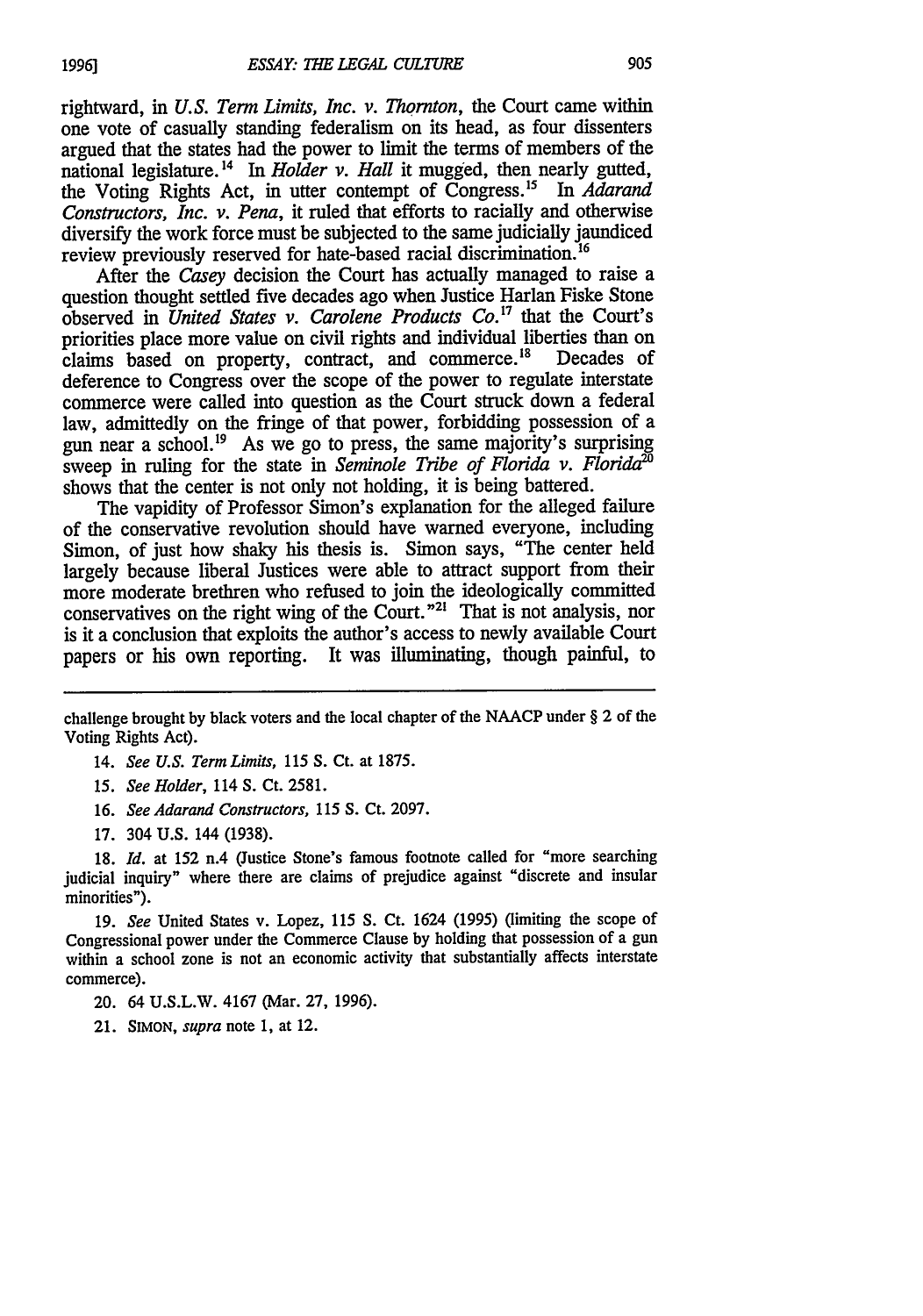rightward, in *U.S. Term Limits, Inc. v. Thornton*, the Court came within one vote of casually standing federalism on its head, as four dissenters argued that the states had the power to limit the terms of members of the national legislature.[14] In *Holder v. Hall* it mugged, then nearly gutted, the Voting Rights Act, in utter contempt of Congress.[15] In *Adarand Constructors, Inc. v. Pena*, it ruled that efforts to racially and otherwise diversify the work force must be subjected to the same judicially jaundiced review previously reserved for hate-based racial discrimination.[16]

After the *Casey* decision the Court has actually managed to raise a question thought settled five decades ago when Justice Harlan Fiske Stone observed in *United States v. Carolene Products Co.*[17] that the Court's priorities place more value on civil rights and individual liberties than on claims based on property, contract, and commerce.[18] Decades of deference to Congress over the scope of the power to regulate interstate commerce were called into question as the Court struck down a federal law, admittedly on the fringe of that power, forbidding possession of a gun near a school.[19] As we go to press, the same majority's surprising sweep in ruling for the state in *Seminole Tribe of Florida v. Florida*[20] shows that the center is not only not holding, it is being battered.

The vapidity of Professor Simon's explanation for the alleged failure of the conservative revolution should have warned everyone, including Simon, of just how shaky his thesis is. Simon says, "The center held largely because liberal Justices were able to attract support from their more moderate brethren who refused to join the ideologically committed conservatives on the right wing of the Court."[21] That is not analysis, nor is it a conclusion that exploits the author's access to newly available Court papers or his own reporting. It was illuminating, though painful, to

---

challenge brought by black voters and the local chapter of the NAACP under § 2 of the Voting Rights Act).

14. *See U.S. Term Limits*, 115 S. Ct. at 1875.

15. *See Holder*, 114 S. Ct. 2581.

16. *See Adarand Constructors*, 115 S. Ct. 2097.

17. 304 U.S. 144 (1938).

18. *Id.* at 152 n.4 (Justice Stone's famous footnote called for "more searching judicial inquiry" where there are claims of prejudice against "discrete and insular minorities").

19. *See* United States v. Lopez, 115 S. Ct. 1624 (1995) (limiting the scope of Congressional power under the Commerce Clause by holding that possession of a gun within a school zone is not an economic activity that substantially affects interstate commerce).

20. 64 U.S.L.W. 4167 (Mar. 27, 1996).

21. SIMON, *supra* note 1, at 12.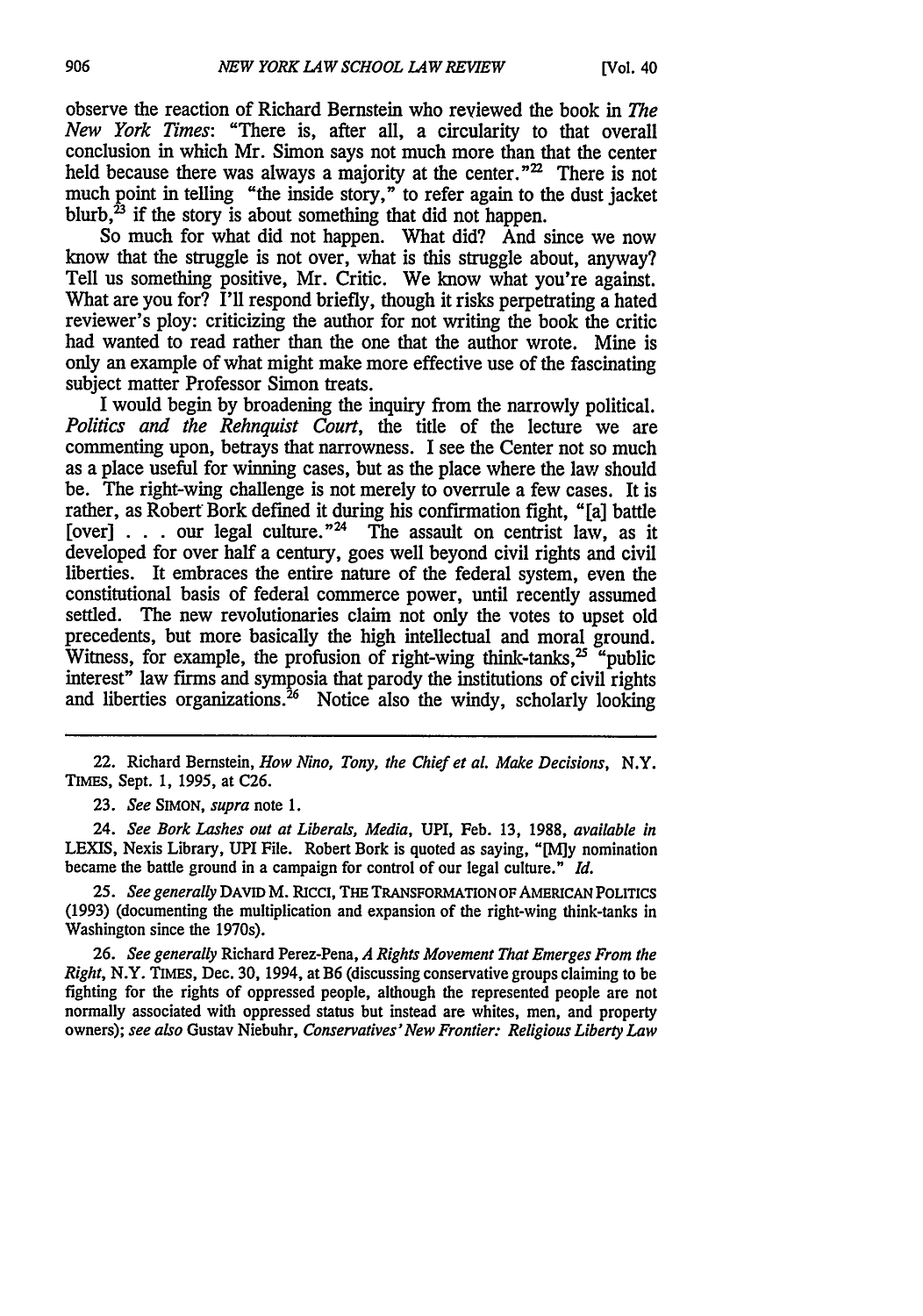observe the reaction of Richard Bernstein who reviewed the book in *The New York Times*: "There is, after all, a circularity to that overall conclusion in which Mr. Simon says not much more than that the center held because there was always a majority at the center."[22] There is not much point in telling "the inside story," to refer again to the dust jacket blurb,[23] if the story is about something that did not happen.

So much for what did not happen. What did? And since we now know that the struggle is not over, what is this struggle about, anyway? Tell us something positive, Mr. Critic. We know what you're against. What are you for? I'll respond briefly, though it risks perpetrating a hated reviewer's ploy: criticizing the author for not writing the book the critic had wanted to read rather than the one that the author wrote. Mine is only an example of what might make more effective use of the fascinating subject matter Professor Simon treats.

I would begin by broadening the inquiry from the narrowly political. *Politics and the Rehnquist Court*, the title of the lecture we are commenting upon, betrays that narrowness. I see the Center not so much as a place useful for winning cases, but as the place where the law should be. The right-wing challenge is not merely to overrule a few cases. It is rather, as Robert Bork defined it during his confirmation fight, "[a] battle [over] . . . our legal culture."[24] The assault on centrist law, as it developed for over half a century, goes well beyond civil rights and civil liberties. It embraces the entire nature of the federal system, even the constitutional basis of federal commerce power, until recently assumed settled. The new revolutionaries claim not only the votes to upset old precedents, but more basically the high intellectual and moral ground. Witness, for example, the profusion of right-wing think-tanks,[25] "public interest" law firms and symposia that parody the institutions of civil rights and liberties organizations.[26] Notice also the windy, scholarly looking

---

22. Richard Bernstein, *How Nino, Tony, the Chief et al. Make Decisions*, N.Y. TIMES, Sept. 1, 1995, at C26.

23. *See* SIMON, *supra* note 1.

24. *See Bork Lashes out at Liberals, Media*, UPI, Feb. 13, 1988, *available in* LEXIS, Nexis Library, UPI File. Robert Bork is quoted as saying, "[M]y nomination became the battle ground in a campaign for control of our legal culture." *Id.*

25. *See generally* DAVID M. RICCI, THE TRANSFORMATION OF AMERICAN POLITICS (1993) (documenting the multiplication and expansion of the right-wing think-tanks in Washington since the 1970s).

26. *See generally* Richard Perez-Pena, *A Rights Movement That Emerges From the Right*, N.Y. TIMES, Dec. 30, 1994, at B6 (discussing conservative groups claiming to be fighting for the rights of oppressed people, although the represented people are not normally associated with oppressed status but instead are whites, men, and property owners); *see also* Gustav Niebuhr, *Conservatives' New Frontier: Religious Liberty Law*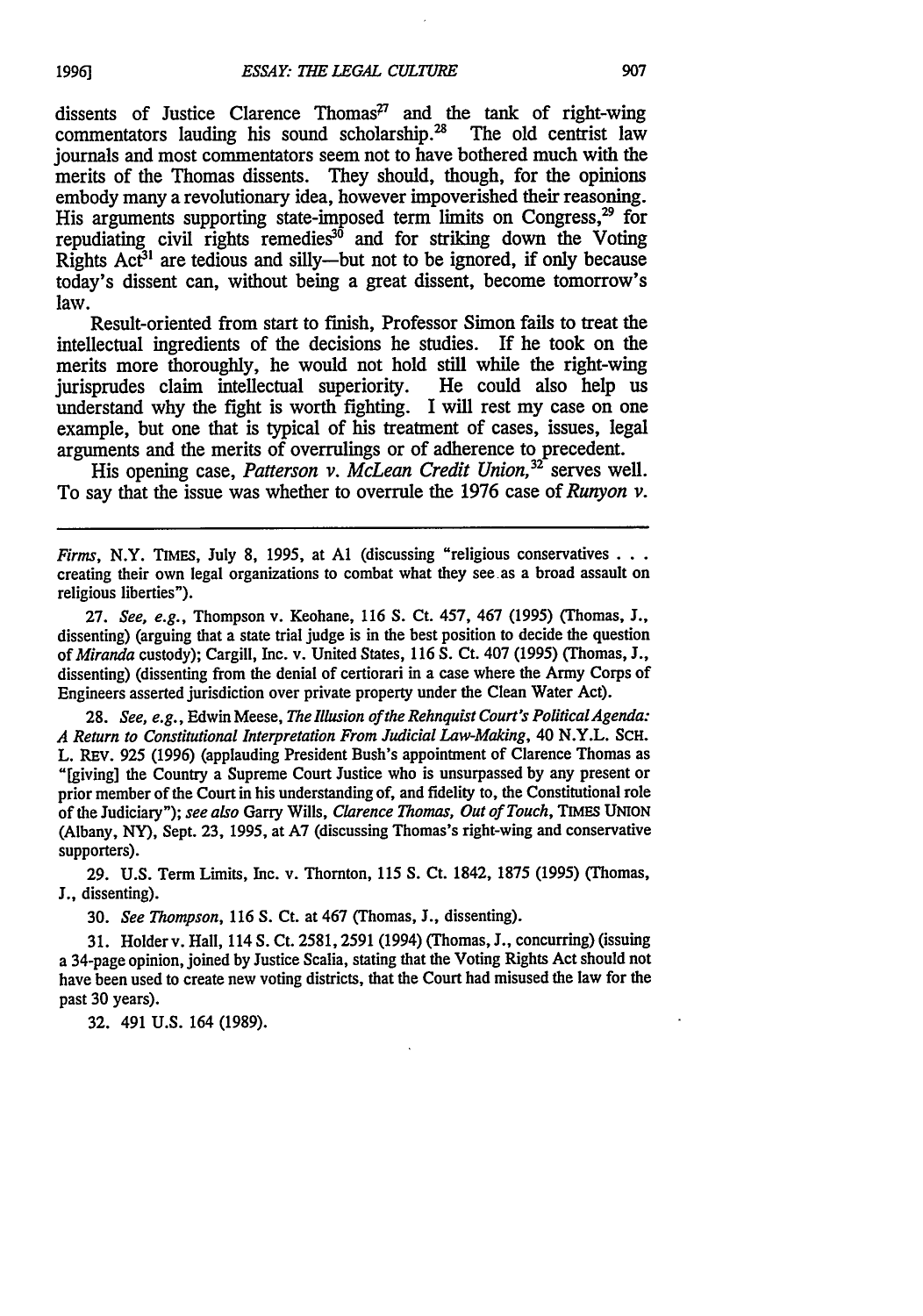dissents of Justice Clarence Thomas[27] and the tank of right-wing commentators lauding his sound scholarship.[28] The old centrist law journals and most commentators seem not to have bothered much with the merits of the Thomas dissents. They should, though, for the opinions embody many a revolutionary idea, however impoverished their reasoning. His arguments supporting state-imposed term limits on Congress,[29] for repudiating civil rights remedies[30] and for striking down the Voting Rights Act[31] are tedious and silly—but not to be ignored, if only because today's dissent can, without being a great dissent, become tomorrow's law.

Result-oriented from start to finish, Professor Simon fails to treat the intellectual ingredients of the decisions he studies. If he took on the merits more thoroughly, he would not hold still while the right-wing jurisprudes claim intellectual superiority. He could also help us understand why the fight is worth fighting. I will rest my case on one example, but one that is typical of his treatment of cases, issues, legal arguments and the merits of overrulings or of adherence to precedent.

His opening case, *Patterson v. McLean Credit Union,*[32] serves well. To say that the issue was whether to overrule the 1976 case of *Runyon v.*

---

*Firms*, N.Y. TIMES, July 8, 1995, at A1 (discussing "religious conservatives . . . creating their own legal organizations to combat what they see as a broad assault on religious liberties").

27. *See, e.g.*, Thompson v. Keohane, 116 S. Ct. 457, 467 (1995) (Thomas, J., dissenting) (arguing that a state trial judge is in the best position to decide the question of *Miranda* custody); Cargill, Inc. v. United States, 116 S. Ct. 407 (1995) (Thomas, J., dissenting) (dissenting from the denial of certiorari in a case where the Army Corps of Engineers asserted jurisdiction over private property under the Clean Water Act).

28. *See, e.g.*, Edwin Meese, *The Illusion of the Rehnquist Court's Political Agenda: A Return to Constitutional Interpretation From Judicial Law-Making*, 40 N.Y.L. SCH. L. REV. 925 (1996) (applauding President Bush's appointment of Clarence Thomas as "[giving] the Country a Supreme Court Justice who is unsurpassed by any present or prior member of the Court in his understanding of, and fidelity to, the Constitutional role of the Judiciary"); *see also* Garry Wills, *Clarence Thomas, Out of Touch*, TIMES UNION (Albany, NY), Sept. 23, 1995, at A7 (discussing Thomas's right-wing and conservative supporters).

29. U.S. Term Limits, Inc. v. Thornton, 115 S. Ct. 1842, 1875 (1995) (Thomas, J., dissenting).

30. *See Thompson*, 116 S. Ct. at 467 (Thomas, J., dissenting).

31. Holder v. Hall, 114 S. Ct. 2581, 2591 (1994) (Thomas, J., concurring) (issuing a 34-page opinion, joined by Justice Scalia, stating that the Voting Rights Act should not have been used to create new voting districts, that the Court had misused the law for the past 30 years).

32. 491 U.S. 164 (1989).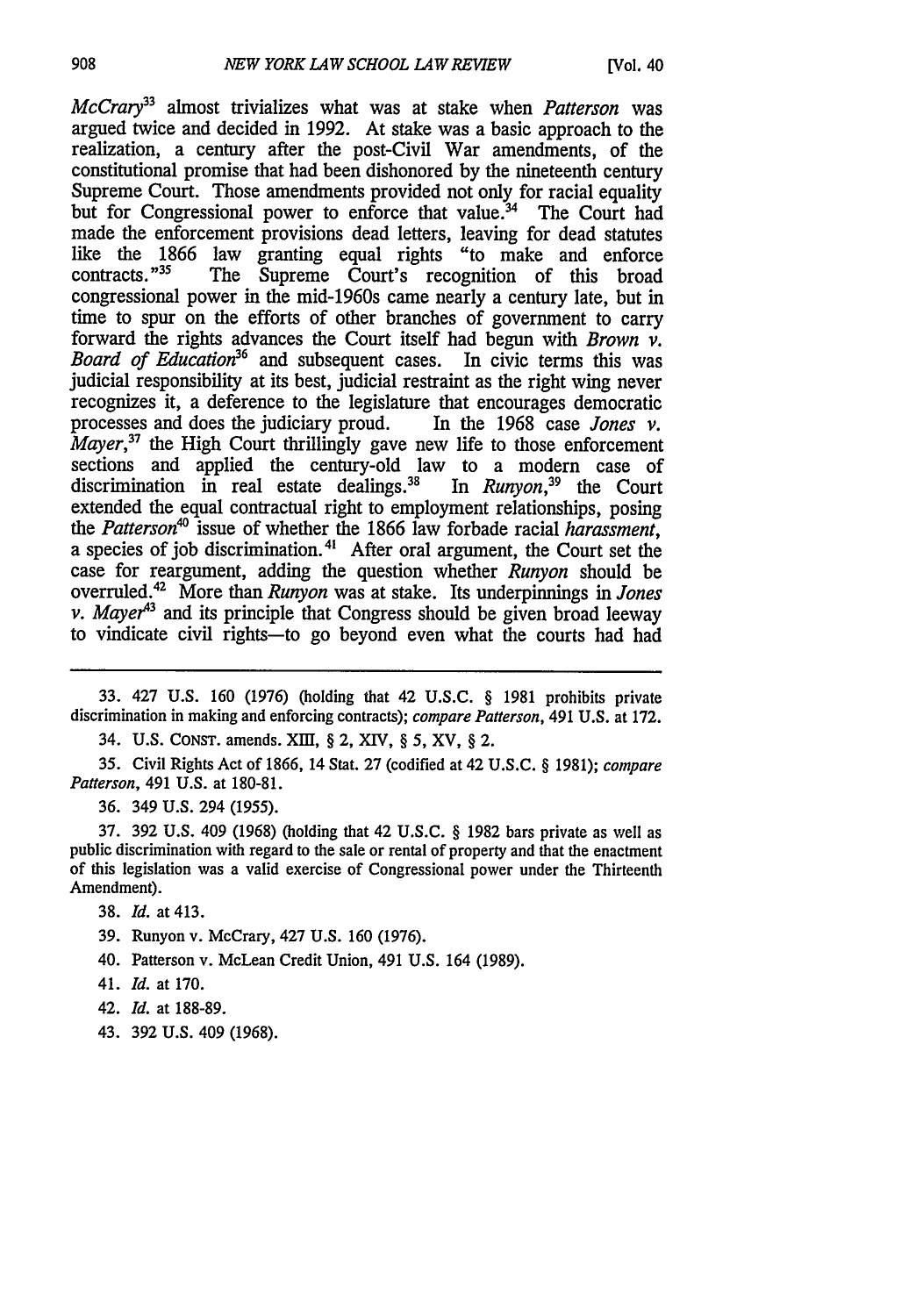*McCrary*[33] almost trivializes what was at stake when *Patterson* was argued twice and decided in 1992. At stake was a basic approach to the realization, a century after the post-Civil War amendments, of the constitutional promise that had been dishonored by the nineteenth century Supreme Court. Those amendments provided not only for racial equality but for Congressional power to enforce that value.[34] The Court had made the enforcement provisions dead letters, leaving for dead statutes like the 1866 law granting equal rights "to make and enforce contracts."[35] The Supreme Court's recognition of this broad congressional power in the mid-1960s came nearly a century late, but in time to spur on the efforts of other branches of government to carry forward the rights advances the Court itself had begun with *Brown v. Board of Education*[36] and subsequent cases. In civic terms this was judicial responsibility at its best, judicial restraint as the right wing never recognizes it, a deference to the legislature that encourages democratic processes and does the judiciary proud. In the 1968 case *Jones v. Mayer*,[37] the High Court thrillingly gave new life to those enforcement sections and applied the century-old law to a modern case of discrimination in real estate dealings.[38] In *Runyon*,[39] the Court extended the equal contractual right to employment relationships, posing the *Patterson*[40] issue of whether the 1866 law forbade racial *harassment*, a species of job discrimination.[41] After oral argument, the Court set the case for reargument, adding the question whether *Runyon* should be overruled.[42] More than *Runyon* was at stake. Its underpinnings in *Jones v. Mayer*[43] and its principle that Congress should be given broad leeway to vindicate civil rights—to go beyond even what the courts had had

33. 427 U.S. 160 (1976) (holding that 42 U.S.C. § 1981 prohibits private discrimination in making and enforcing contracts); *compare Patterson*, 491 U.S. at 172.

34. U.S. CONST. amends. XIII, § 2, XIV, § 5, XV, § 2.

35. Civil Rights Act of 1866, 14 Stat. 27 (codified at 42 U.S.C. § 1981); *compare Patterson*, 491 U.S. at 180-81.

36. 349 U.S. 294 (1955).

37. 392 U.S. 409 (1968) (holding that 42 U.S.C. § 1982 bars private as well as public discrimination with regard to the sale or rental of property and that the enactment of this legislation was a valid exercise of Congressional power under the Thirteenth Amendment).

38. *Id.* at 413.

39. Runyon v. McCrary, 427 U.S. 160 (1976).

40. Patterson v. McLean Credit Union, 491 U.S. 164 (1989).

41. *Id.* at 170.

42. *Id.* at 188-89.

43. 392 U.S. 409 (1968).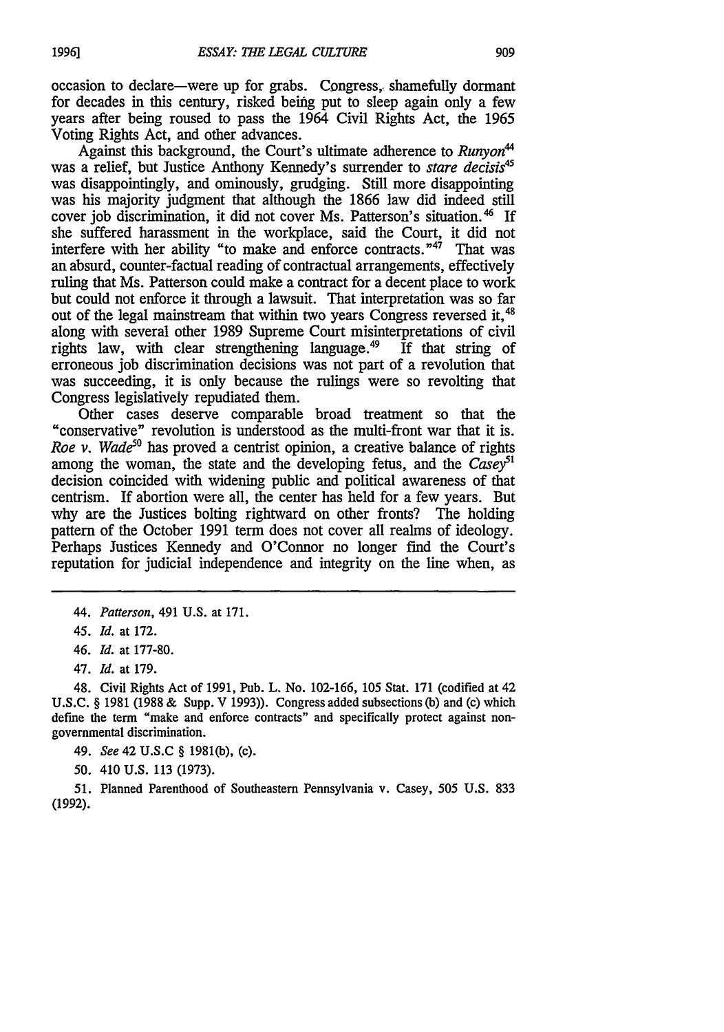occasion to declare—were up for grabs. Congress, shamefully dormant for decades in this century, risked being put to sleep again only a few years after being roused to pass the 1964 Civil Rights Act, the 1965 Voting Rights Act, and other advances.

Against this background, the Court's ultimate adherence to *Runyon*[44] was a relief, but Justice Anthony Kennedy's surrender to *stare decisis*[45] was disappointingly, and ominously, grudging. Still more disappointing was his majority judgment that although the 1866 law did indeed still cover job discrimination, it did not cover Ms. Patterson's situation.[46] If she suffered harassment in the workplace, said the Court, it did not interfere with her ability "to make and enforce contracts."[47] That was an absurd, counter-factual reading of contractual arrangements, effectively ruling that Ms. Patterson could make a contract for a decent place to work but could not enforce it through a lawsuit. That interpretation was so far out of the legal mainstream that within two years Congress reversed it,[48] along with several other 1989 Supreme Court misinterpretations of civil rights law, with clear strengthening language.[49] If that string of erroneous job discrimination decisions was not part of a revolution that was succeeding, it is only because the rulings were so revolting that Congress legislatively repudiated them.

Other cases deserve comparable broad treatment so that the "conservative" revolution is understood as the multi-front war that it is. *Roe v. Wade*[50] has proved a centrist opinion, a creative balance of rights among the woman, the state and the developing fetus, and the *Casey*[51] decision coincided with widening public and political awareness of that centrism. If abortion were all, the center has held for a few years. But why are the Justices bolting rightward on other fronts? The holding pattern of the October 1991 term does not cover all realms of ideology. Perhaps Justices Kennedy and O'Connor no longer find the Court's reputation for judicial independence and integrity on the line when, as

---

44. *Patterson*, 491 U.S. at 171.

45. *Id.* at 172.

46. *Id.* at 177-80.

47. *Id.* at 179.

48. Civil Rights Act of 1991, Pub. L. No. 102-166, 105 Stat. 171 (codified at 42 U.S.C. § 1981 (1988 & Supp. V 1993)). Congress added subsections (b) and (c) which define the term "make and enforce contracts" and specifically protect against non-governmental discrimination.

49. *See* 42 U.S.C § 1981(b), (c).

50. 410 U.S. 113 (1973).

51. Planned Parenthood of Southeastern Pennsylvania v. Casey, 505 U.S. 833 (1992).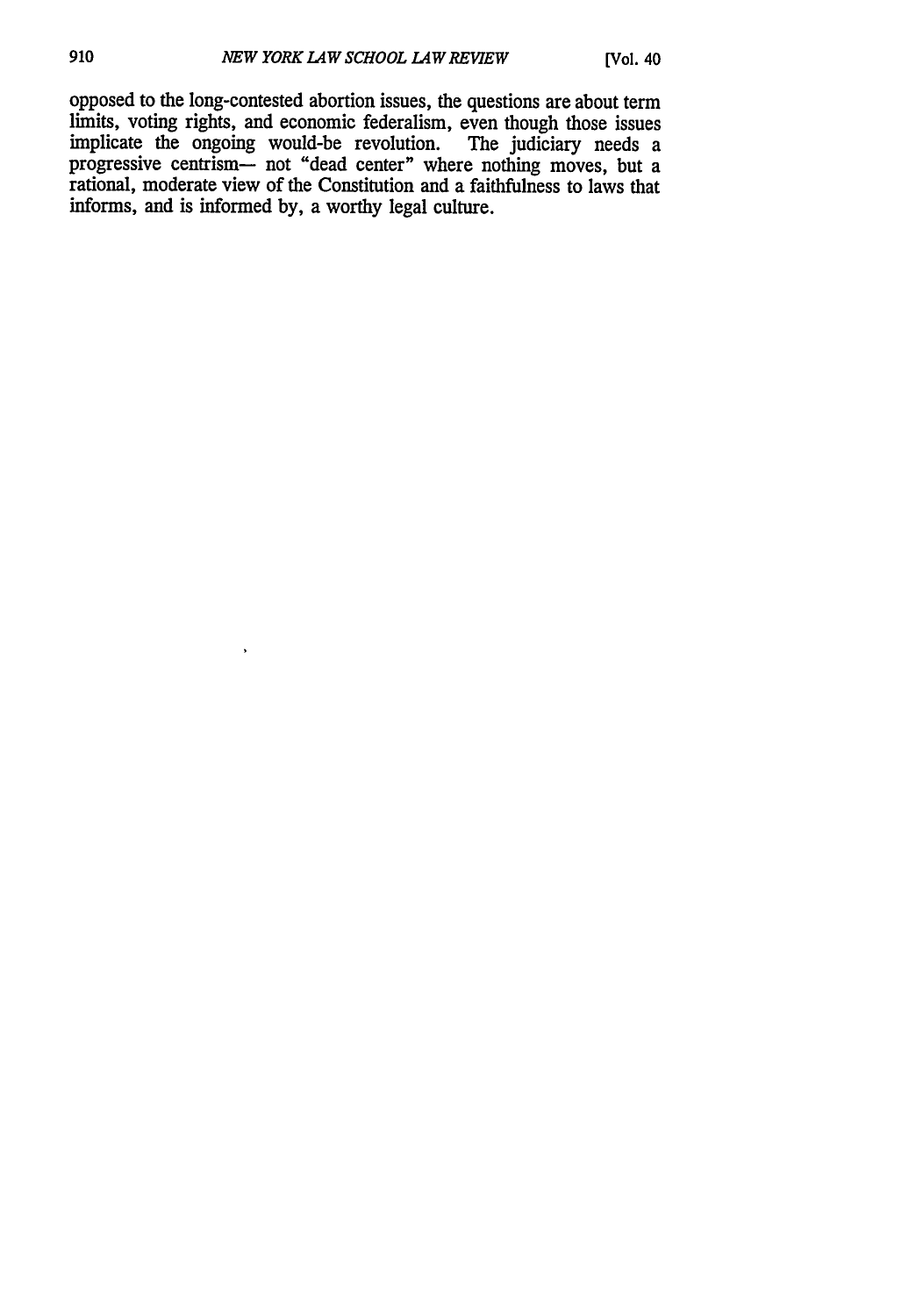opposed to the long-contested abortion issues, the questions are about term limits, voting rights, and economic federalism, even though those issues implicate the ongoing would-be revolution. The judiciary needs a progressive centrism— not "dead center" where nothing moves, but a rational, moderate view of the Constitution and a faithfulness to laws that informs, and is informed by, a worthy legal culture.